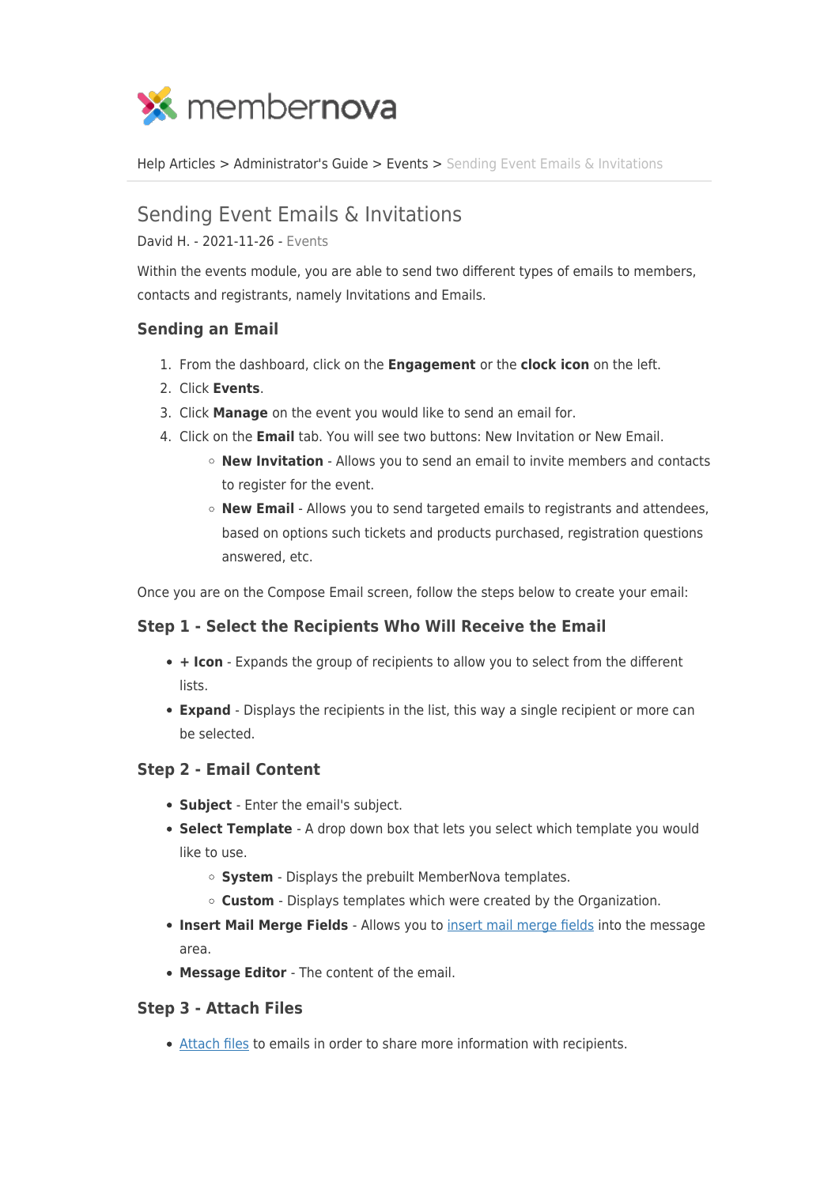Help Articles > Administrator's Guide > Events > Sending Event Emails & Invitations

# Sending Event Emails & Invitations

David H. - 2021-11-26 - Events

Within the events module, you are able to send two different types of emails to members, contacts and registrants, namely Invitations and Emails.

## Sending an Email

1. From the dashboard, click on the **Engagement** or the **clock icon** on the left.
2. Click **Events**.
3. Click **Manage** on the event you would like to send an email for.
4. Click on the **Email** tab. You will see two buttons: New Invitation or New Email.
   - **New Invitation** - Allows you to send an email to invite members and contacts to register for the event.
   - **New Email** - Allows you to send targeted emails to registrants and attendees, based on options such tickets and products purchased, registration questions answered, etc.

Once you are on the Compose Email screen, follow the steps below to create your email:

### Step 1 - Select the Recipients Who Will Receive the Email

- **+ Icon** - Expands the group of recipients to allow you to select from the different lists.
- **Expand** - Displays the recipients in the list, this way a single recipient or more can be selected.

### Step 2 - Email Content

- **Subject** - Enter the email's subject.
- **Select Template** - A drop down box that lets you select which template you would like to use.
  - **System** - Displays the prebuilt MemberNova templates.
  - **Custom** - Displays templates which were created by the Organization.
- **Insert Mail Merge Fields** - Allows you to insert mail merge fields into the message area.
- **Message Editor** - The content of the email.

### Step 3 - Attach Files

- Attach files to emails in order to share more information with recipients.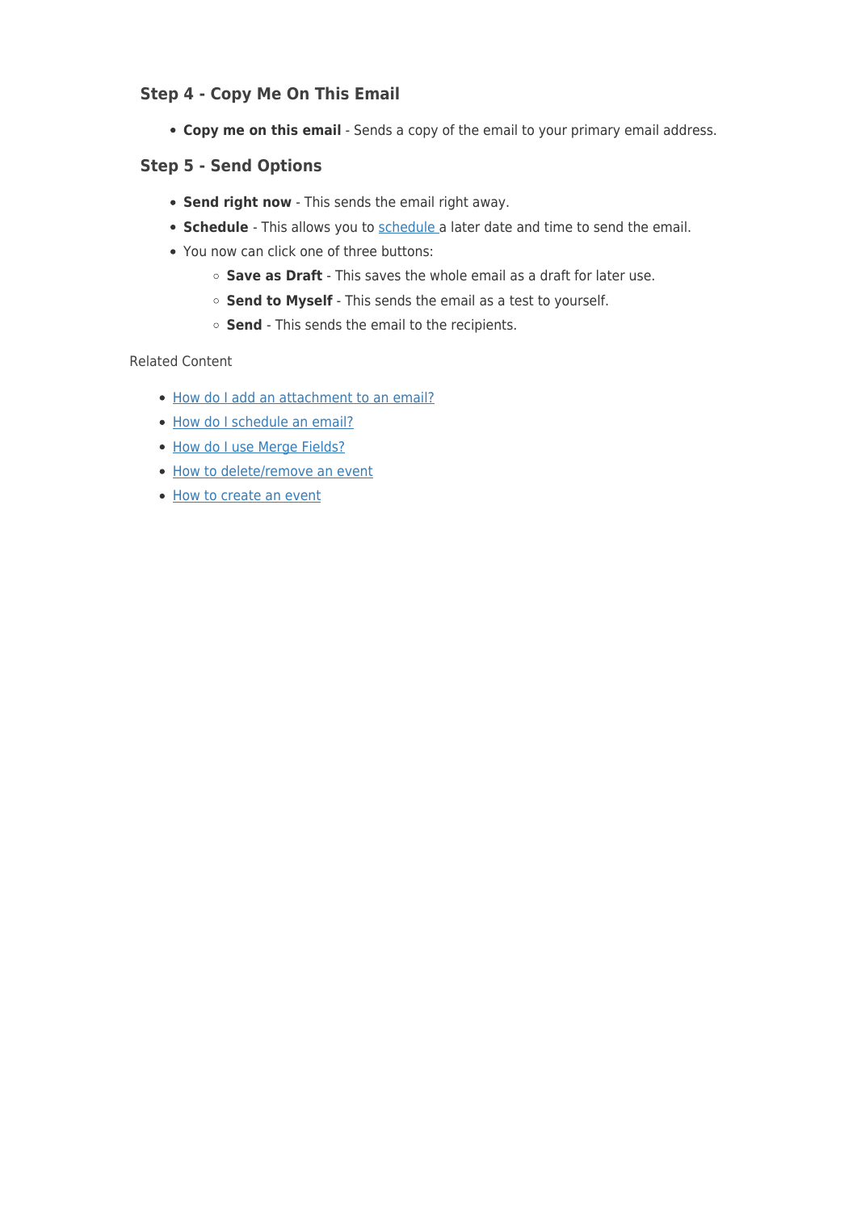### Step 4 - Copy Me On This Email

- **Copy me on this email** - Sends a copy of the email to your primary email address.

### Step 5 - Send Options

- **Send right now** - This sends the email right away.
- **Schedule** - This allows you to schedule a later date and time to send the email.
- You now can click one of three buttons:
  - **Save as Draft** - This saves the whole email as a draft for later use.
  - **Send to Myself** - This sends the email as a test to yourself.
  - **Send** - This sends the email to the recipients.

Related Content

- How do I add an attachment to an email?
- How do I schedule an email?
- How do I use Merge Fields?
- How to delete/remove an event
- How to create an event